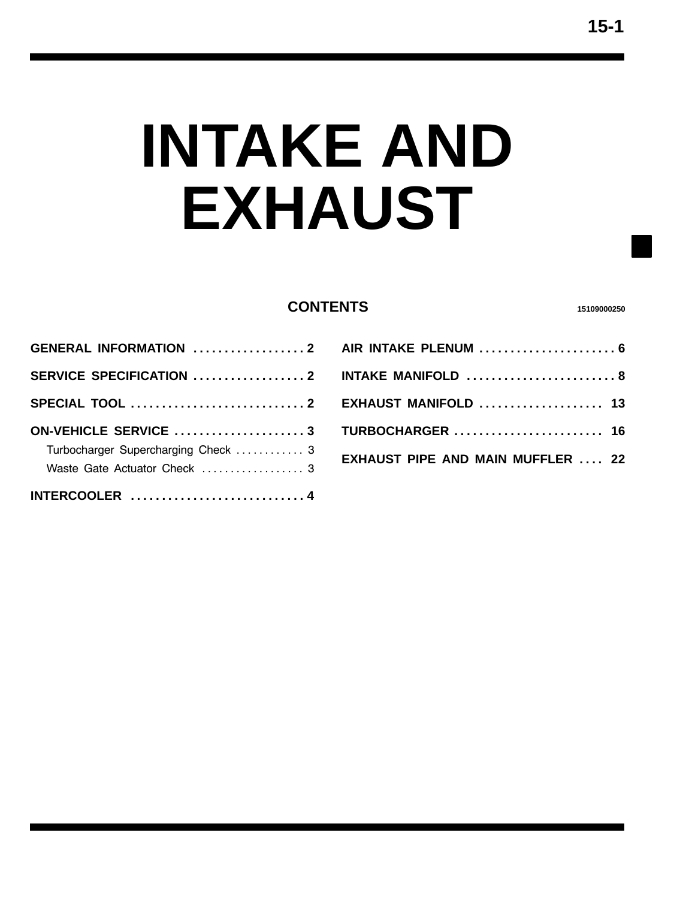# INTAKE AND EXHAUST

## CONTENTS

15109000250

GENERAL INFORMATION . . . . . . . . . . . . . . . . . . 2

SERVICE SPECIFICATION . . . . . . . . . . . . . . . . . . 2

SPECIAL TOOL . . . . . . . . . . . . . . . . . . . . . . . . . . . . 2

ON-VEHICLE SERVICE . . . . . . . . . . . . . . . . . . . . 3
- Turbocharger Supercharging Check . . . . . . . . . . . . 3
- Waste Gate Actuator Check . . . . . . . . . . . . . . . . . . 3

INTERCOOLER . . . . . . . . . . . . . . . . . . . . . . . . . . . . 4

AIR INTAKE PLENUM . . . . . . . . . . . . . . . . . . . . . . 6

INTAKE MANIFOLD . . . . . . . . . . . . . . . . . . . . . . . . 8

EXHAUST MANIFOLD . . . . . . . . . . . . . . . . . . . . 13

TURBOCHARGER . . . . . . . . . . . . . . . . . . . . . . . . 16

EXHAUST PIPE AND MAIN MUFFLER . . . . 22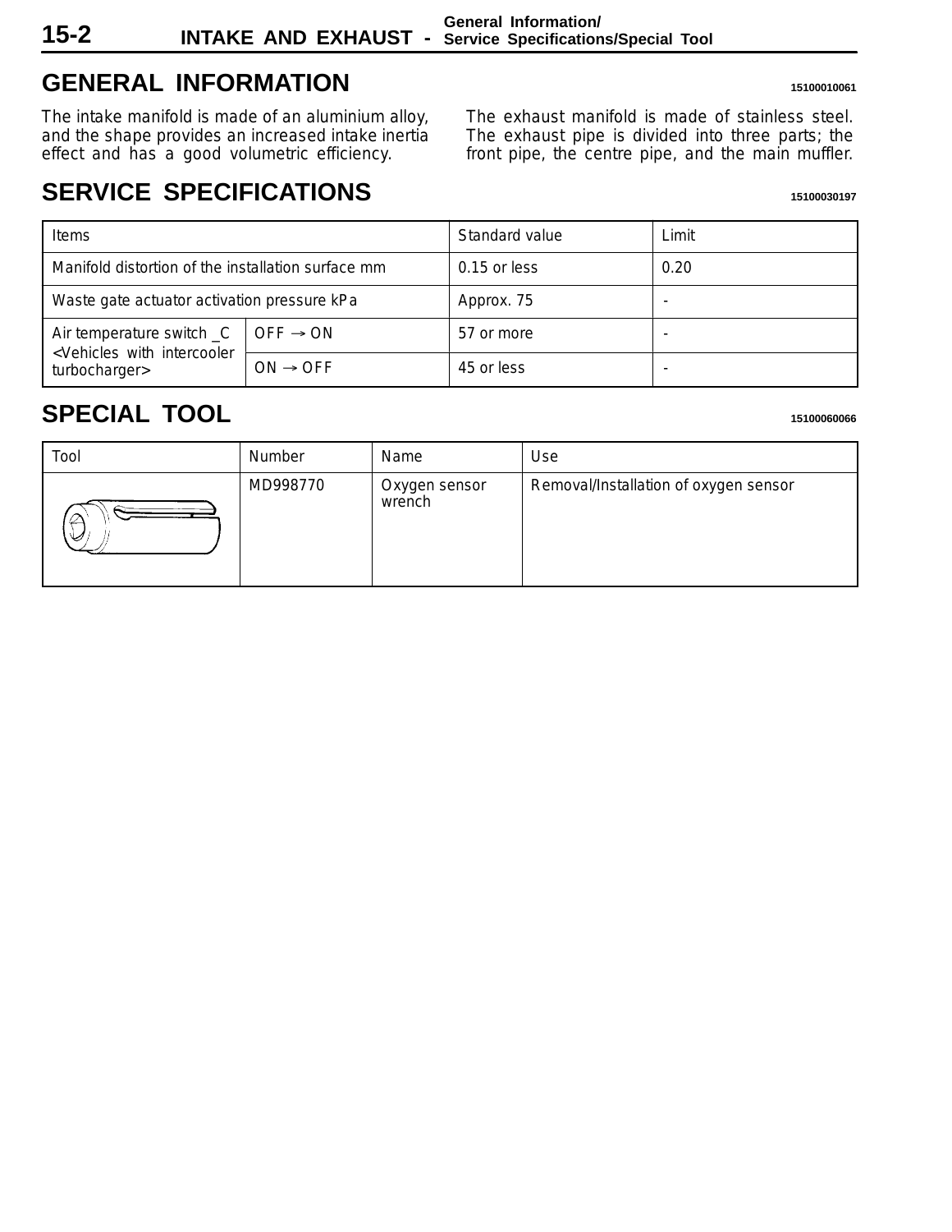## GENERAL INFORMATION

15100010061

The intake manifold is made of an aluminium alloy, and the shape provides an increased intake inertia effect and has a good volumetric efficiency.

The exhaust manifold is made of stainless steel. The exhaust pipe is divided into three parts; the front pipe, the centre pipe, and the main muffler.

## SERVICE SPECIFICATIONS

15100030197

| Items | | Standard value | Limit |
|---|---|---|---|
| Manifold distortion of the installation surface mm | | 0.15 or less | 0.20 |
| Waste gate actuator activation pressure kPa | | Approx. 75 | - |
| Air temperature switch _C <Vehicles with intercooler turbocharger> | OFF → ON | 57 or more | - |
| | ON → OFF | 45 or less | - |

## SPECIAL TOOL

15100060066

| Tool | Number | Name | Use |
|---|---|---|---|
| | MD998770 | Oxygen sensor wrench | Removal/Installation of oxygen sensor |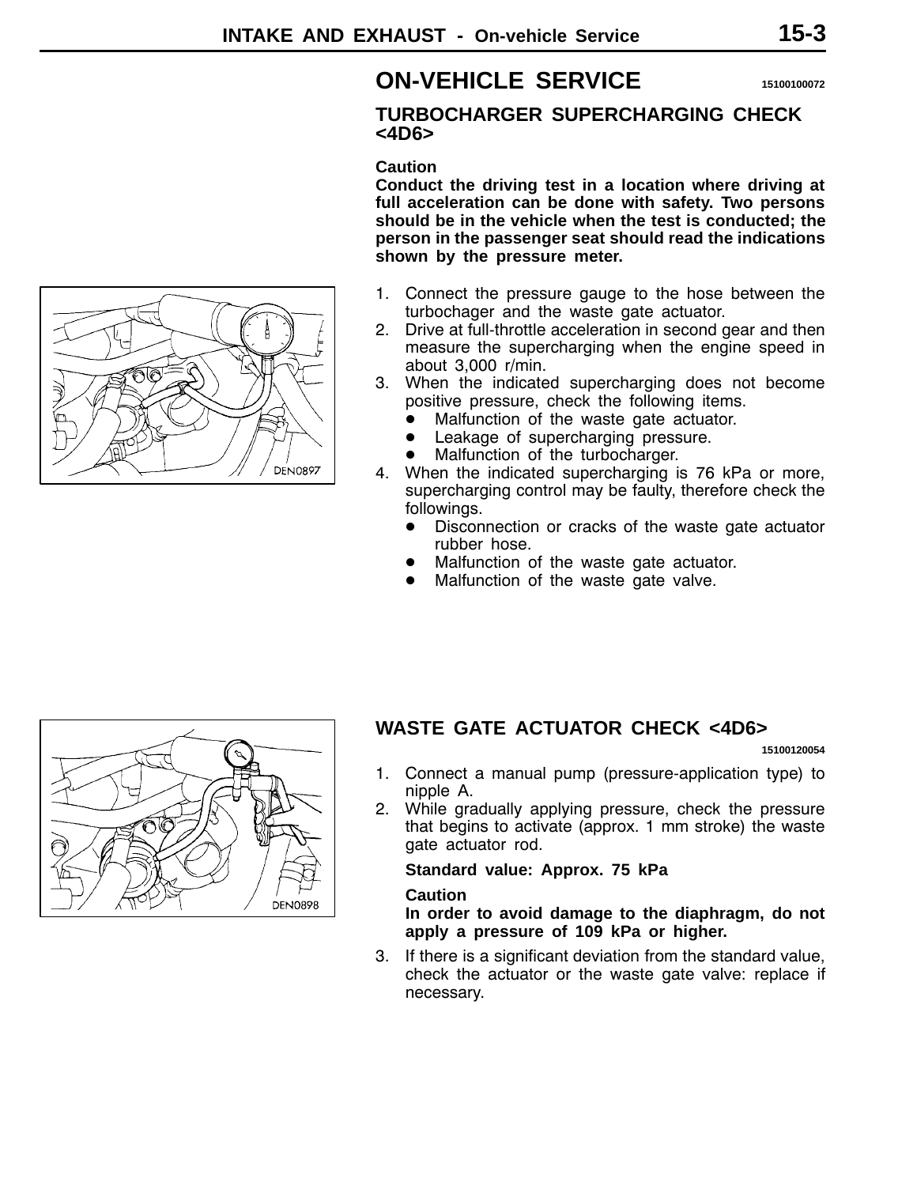## ON-VEHICLE SERVICE

15100100072

### TURBOCHARGER SUPERCHARGING CHECK <4D6>

**Caution**

**Conduct the driving test in a location where driving at full acceleration can be done with safety. Two persons should be in the vehicle when the test is conducted; the person in the passenger seat should read the indications shown by the pressure meter.**

1. Connect the pressure gauge to the hose between the turbochager and the waste gate actuator.
2. Drive at full-throttle acceleration in second gear and then measure the supercharging when the engine speed in about 3,000 r/min.
3. When the indicated supercharging does not become positive pressure, check the following items.
   - Malfunction of the waste gate actuator.
   - Leakage of supercharging pressure.
   - Malfunction of the turbocharger.
4. When the indicated supercharging is 76 kPa or more, supercharging control may be faulty, therefore check the followings.
   - Disconnection or cracks of the waste gate actuator rubber hose.
   - Malfunction of the waste gate actuator.
   - Malfunction of the waste gate valve.

DEN0897

### WASTE GATE ACTUATOR CHECK <4D6>

15100120054

1. Connect a manual pump (pressure-application type) to nipple A.
2. While gradually applying pressure, check the pressure that begins to activate (approx. 1 mm stroke) the waste gate actuator rod.

   **Standard value: Approx. 75 kPa**

   **Caution**

   **In order to avoid damage to the diaphragm, do not apply a pressure of 109 kPa or higher.**

3. If there is a significant deviation from the standard value, check the actuator or the waste gate valve: replace if necessary.

DEN0898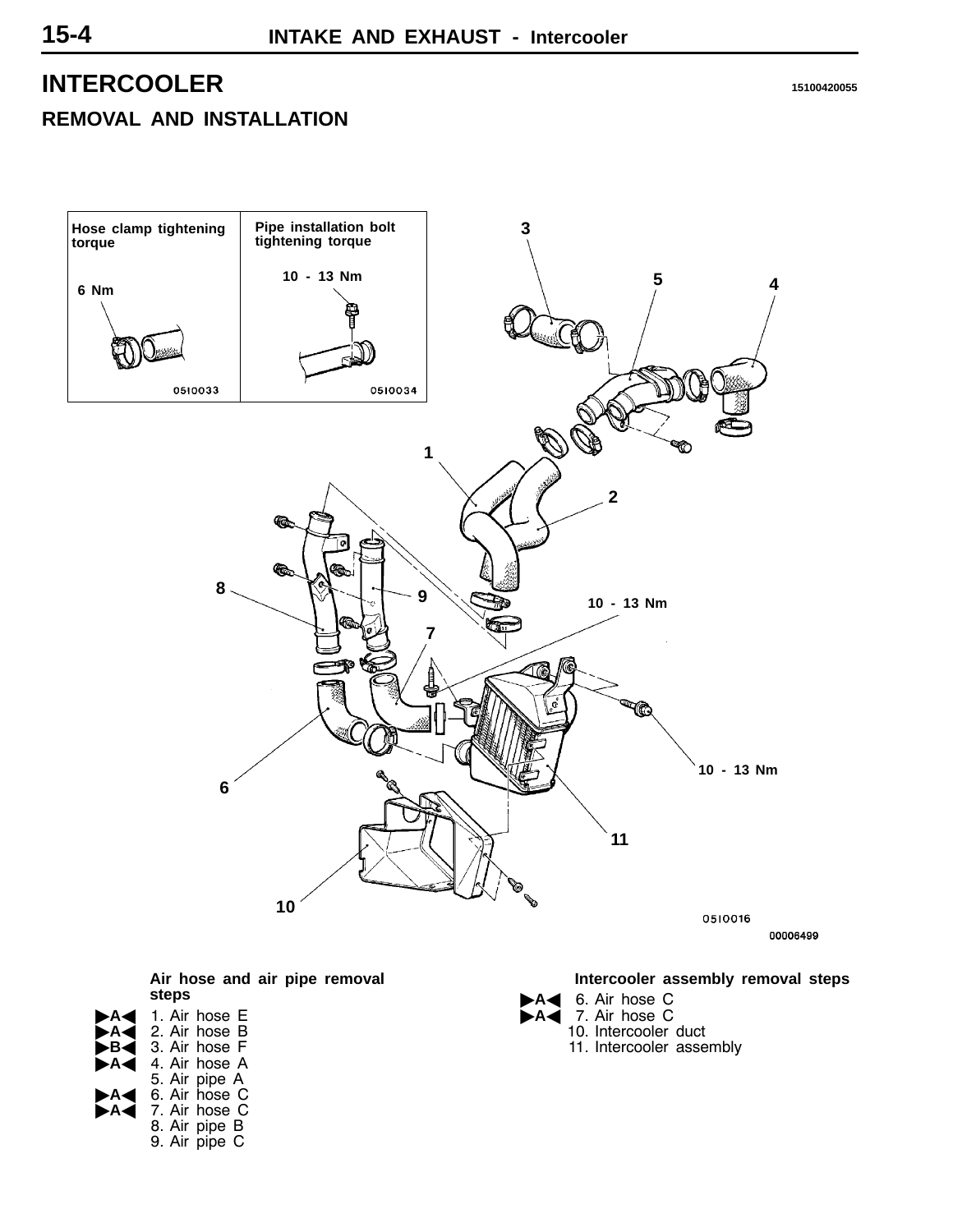# INTERCOOLER

15100420055

## REMOVAL AND INSTALLATION

**Air hose and air pipe removal steps**

- ►A◄ 1. Air hose E
- ►A◄ 2. Air hose B
- ►B◄ 3. Air hose F
- ►A◄ 4. Air hose A
- 5. Air pipe A
- ►A◄ 6. Air hose C
- ►A◄ 7. Air hose C
- 8. Air pipe B
- 9. Air pipe C

**Intercooler assembly removal steps**

- ►A◄ 6. Air hose C
- ►A◄ 7. Air hose C
- 10. Intercooler duct
- 11. Intercooler assembly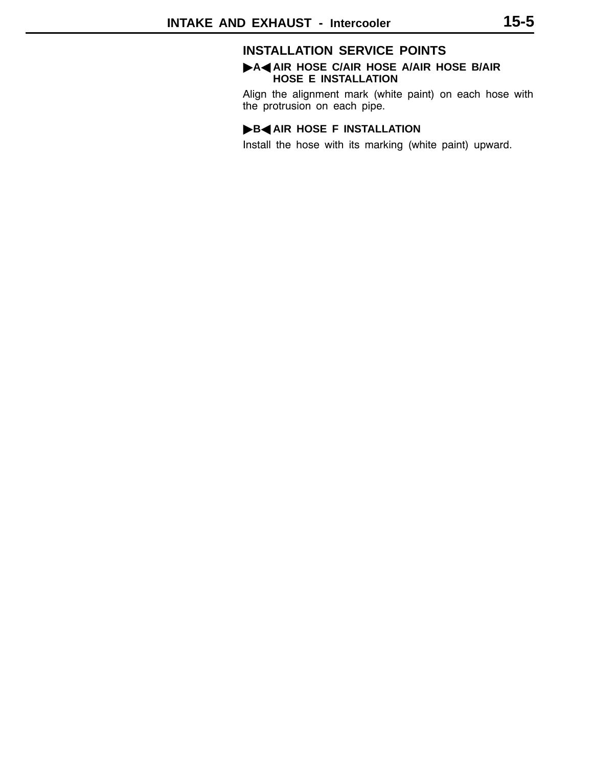## INSTALLATION SERVICE POINTS

### ▶A◀ AIR HOSE C/AIR HOSE A/AIR HOSE B/AIR HOSE E INSTALLATION

Align the alignment mark (white paint) on each hose with the protrusion on each pipe.

### ▶B◀ AIR HOSE F INSTALLATION

Install the hose with its marking (white paint) upward.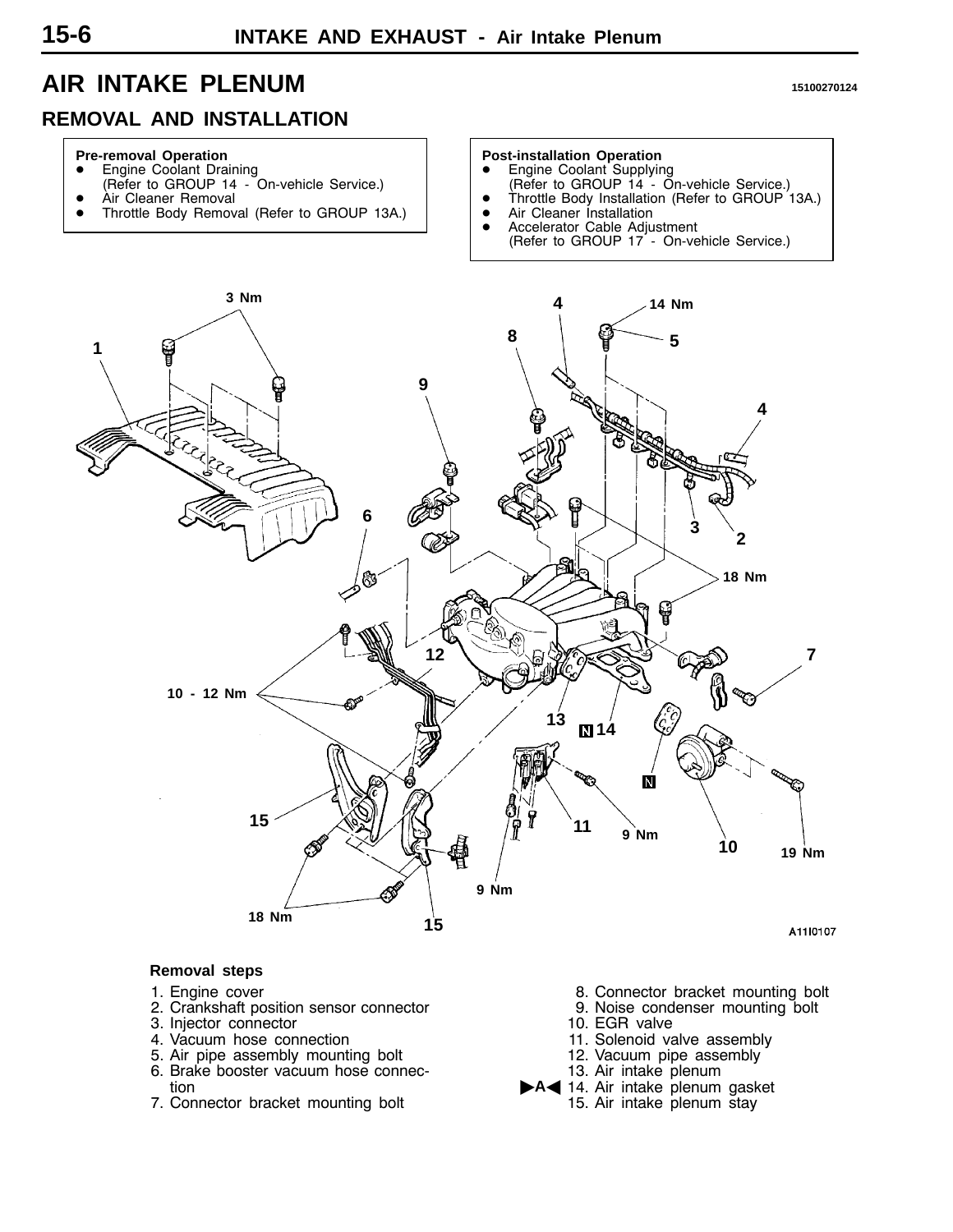# AIR INTAKE PLENUM

15100270124

## REMOVAL AND INSTALLATION

**Pre-removal Operation**

- Engine Coolant Draining (Refer to GROUP 14 - On-vehicle Service.)
- Air Cleaner Removal
- Throttle Body Removal (Refer to GROUP 13A.)

**Post-installation Operation**

- Engine Coolant Supplying (Refer to GROUP 14 - On-vehicle Service.)
- Throttle Body Installation (Refer to GROUP 13A.)
- Air Cleaner Installation
- Accelerator Cable Adjustment (Refer to GROUP 17 - On-vehicle Service.)

A11I0107

**Removal steps**

1. Engine cover
2. Crankshaft position sensor connector
3. Injector connector
4. Vacuum hose connection
5. Air pipe assembly mounting bolt
6. Brake booster vacuum hose connection
7. Connector bracket mounting bolt
8. Connector bracket mounting bolt
9. Noise condenser mounting bolt
10. EGR valve
11. Solenoid valve assembly
12. Vacuum pipe assembly
13. Air intake plenum
14. ►A◄ Air intake plenum gasket
15. Air intake plenum stay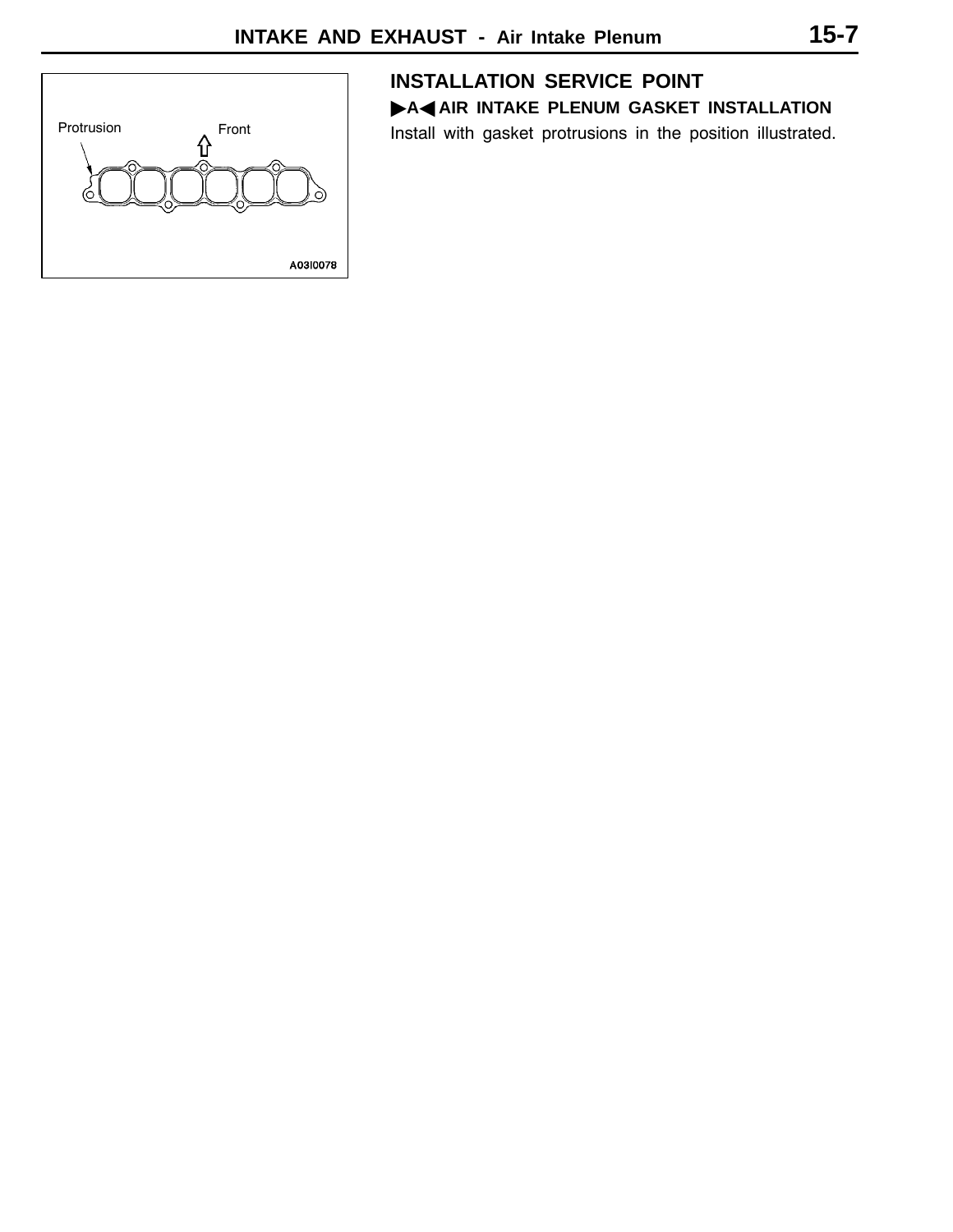## INSTALLATION SERVICE POINT

**▶A◀ AIR INTAKE PLENUM GASKET INSTALLATION**

Install with gasket protrusions in the position illustrated.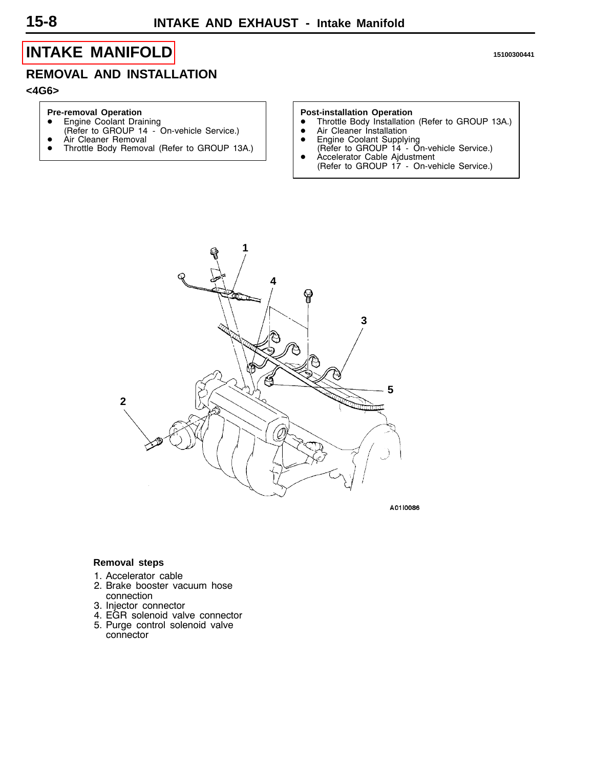# INTAKE MANIFOLD

15100300441

## REMOVAL AND INSTALLATION

<4G6>

**Pre-removal Operation**
- Engine Coolant Draining (Refer to GROUP 14 - On-vehicle Service.)
- Air Cleaner Removal
- Throttle Body Removal (Refer to GROUP 13A.)

**Post-installation Operation**
- Throttle Body Installation (Refer to GROUP 13A.)
- Air Cleaner Installation
- Engine Coolant Supplying (Refer to GROUP 14 - On-vehicle Service.)
- Accelerator Cable Ajdustment (Refer to GROUP 17 - On-vehicle Service.)

A01I0086

**Removal steps**

1. Accelerator cable
2. Brake booster vacuum hose connection
3. Injector connector
4. EGR solenoid valve connector
5. Purge control solenoid valve connector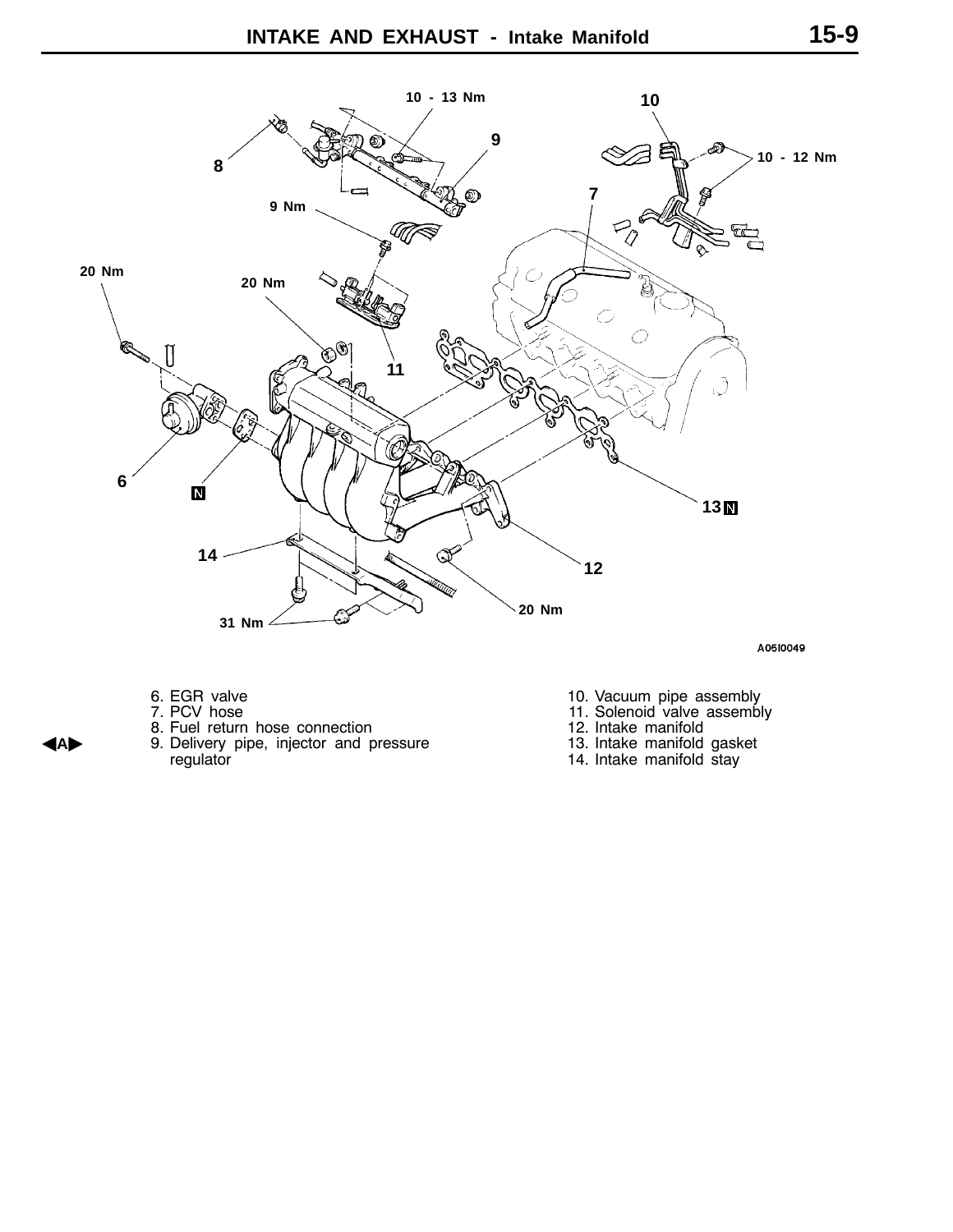6. EGR valve
7. PCV hose
8. Fuel return hose connection
◀A▶ 9. Delivery pipe, injector and pressure regulator
10. Vacuum pipe assembly
11. Solenoid valve assembly
12. Intake manifold
13. Intake manifold gasket
14. Intake manifold stay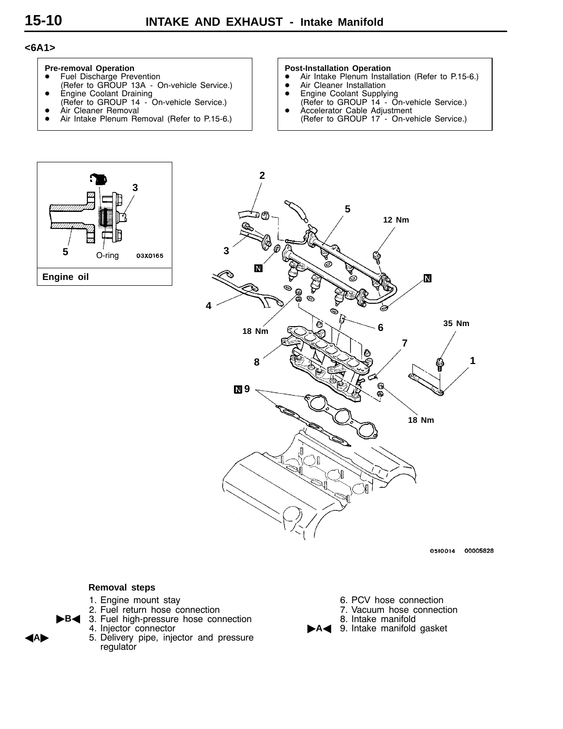## <6A1>

**Pre-removal Operation**
- Fuel Discharge Prevention (Refer to GROUP 13A - On-vehicle Service.)
- Engine Coolant Draining (Refer to GROUP 14 - On-vehicle Service.)
- Air Cleaner Removal
- Air Intake Plenum Removal (Refer to P.15-6.)

**Post-Installation Operation**
- Air Intake Plenum Installation (Refer to P.15-6.)
- Air Cleaner Installation
- Engine Coolant Supplying (Refer to GROUP 14 - On-vehicle Service.)
- Accelerator Cable Adjustment (Refer to GROUP 17 - On-vehicle Service.)

3
5
O-ring
03X0165
**Engine oil**

2
5
12 Nm
3
N
N
4
18 Nm
6
35 Nm
7
8
1
N 9
18 Nm

0510014 00005828

**Removal steps**

1. Engine mount stay
2. Fuel return hose connection
3. ►B◄ Fuel high-pressure hose connection
4. Injector connector
5. ◄A► Delivery pipe, injector and pressure regulator
6. PCV hose connection
7. Vacuum hose connection
8. Intake manifold
9. ►A◄ Intake manifold gasket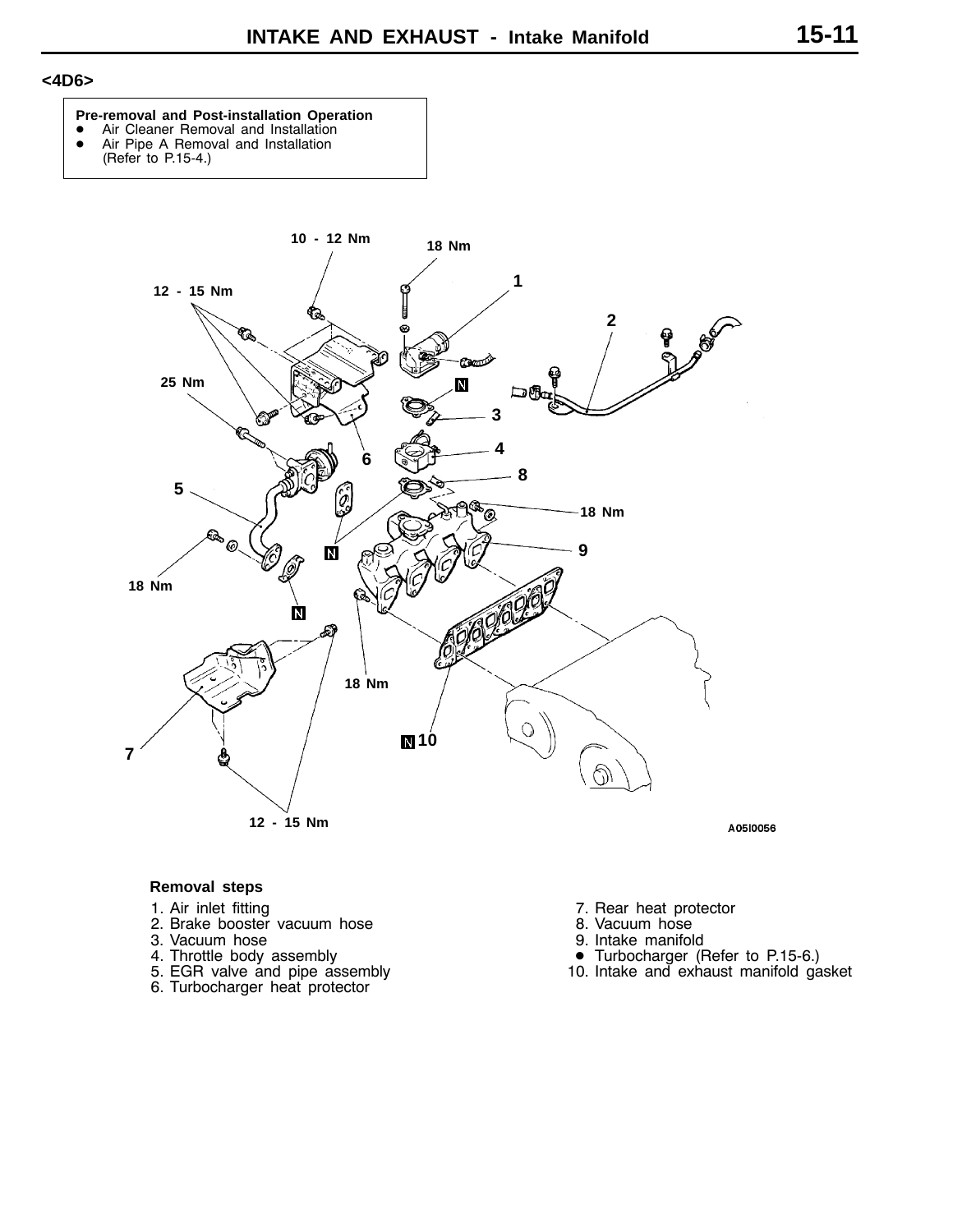## <4D6>

**Pre-removal and Post-installation Operation**
- Air Cleaner Removal and Installation
- Air Pipe A Removal and Installation (Refer to P.15-4.)

**Removal steps**

1. Air inlet fitting
2. Brake booster vacuum hose
3. Vacuum hose
4. Throttle body assembly
5. EGR valve and pipe assembly
6. Turbocharger heat protector
7. Rear heat protector
8. Vacuum hose
9. Intake manifold
- Turbocharger (Refer to P.15-6.)

10. Intake and exhaust manifold gasket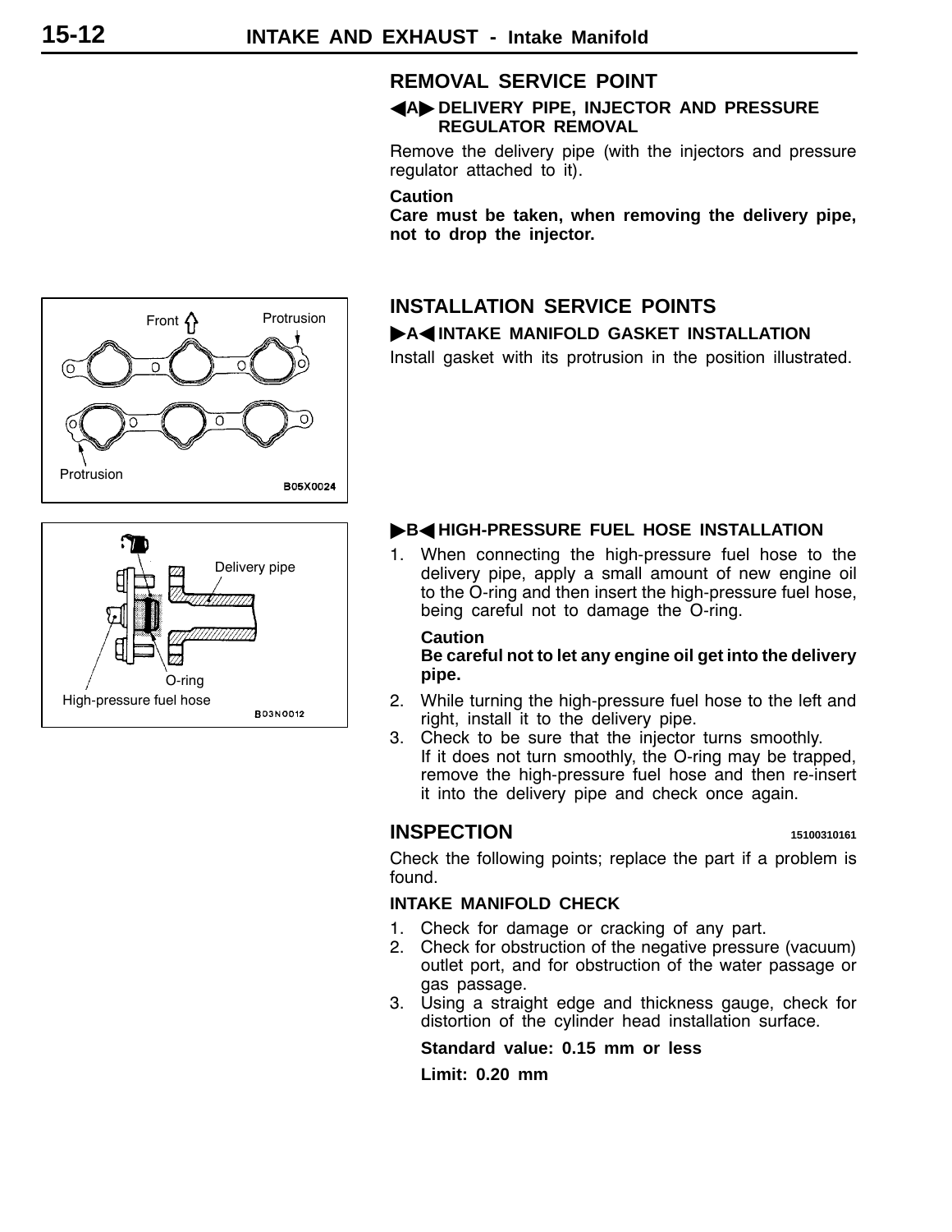## REMOVAL SERVICE POINT

### ◀A▶ DELIVERY PIPE, INJECTOR AND PRESSURE REGULATOR REMOVAL

Remove the delivery pipe (with the injectors and pressure regulator attached to it).

**Caution**
**Care must be taken, when removing the delivery pipe, not to drop the injector.**

## INSTALLATION SERVICE POINTS

### ▶A◀ INTAKE MANIFOLD GASKET INSTALLATION

Install gasket with its protrusion in the position illustrated.

Front
Protrusion
Protrusion
B05X0024

### ▶B◀ HIGH-PRESSURE FUEL HOSE INSTALLATION

Delivery pipe
O-ring
High-pressure fuel hose
B03N0012

1. When connecting the high-pressure fuel hose to the delivery pipe, apply a small amount of new engine oil to the O-ring and then insert the high-pressure fuel hose, being careful not to damage the O-ring.

   **Caution**
   **Be careful not to let any engine oil get into the delivery pipe.**

2. While turning the high-pressure fuel hose to the left and right, install it to the delivery pipe.
3. Check to be sure that the injector turns smoothly.
   If it does not turn smoothly, the O-ring may be trapped, remove the high-pressure fuel hose and then re-insert it into the delivery pipe and check once again.

## INSPECTION 15100310161

Check the following points; replace the part if a problem is found.

### INTAKE MANIFOLD CHECK

1. Check for damage or cracking of any part.
2. Check for obstruction of the negative pressure (vacuum) outlet port, and for obstruction of the water passage or gas passage.
3. Using a straight edge and thickness gauge, check for distortion of the cylinder head installation surface.

   **Standard value: 0.15 mm or less**

   **Limit: 0.20 mm**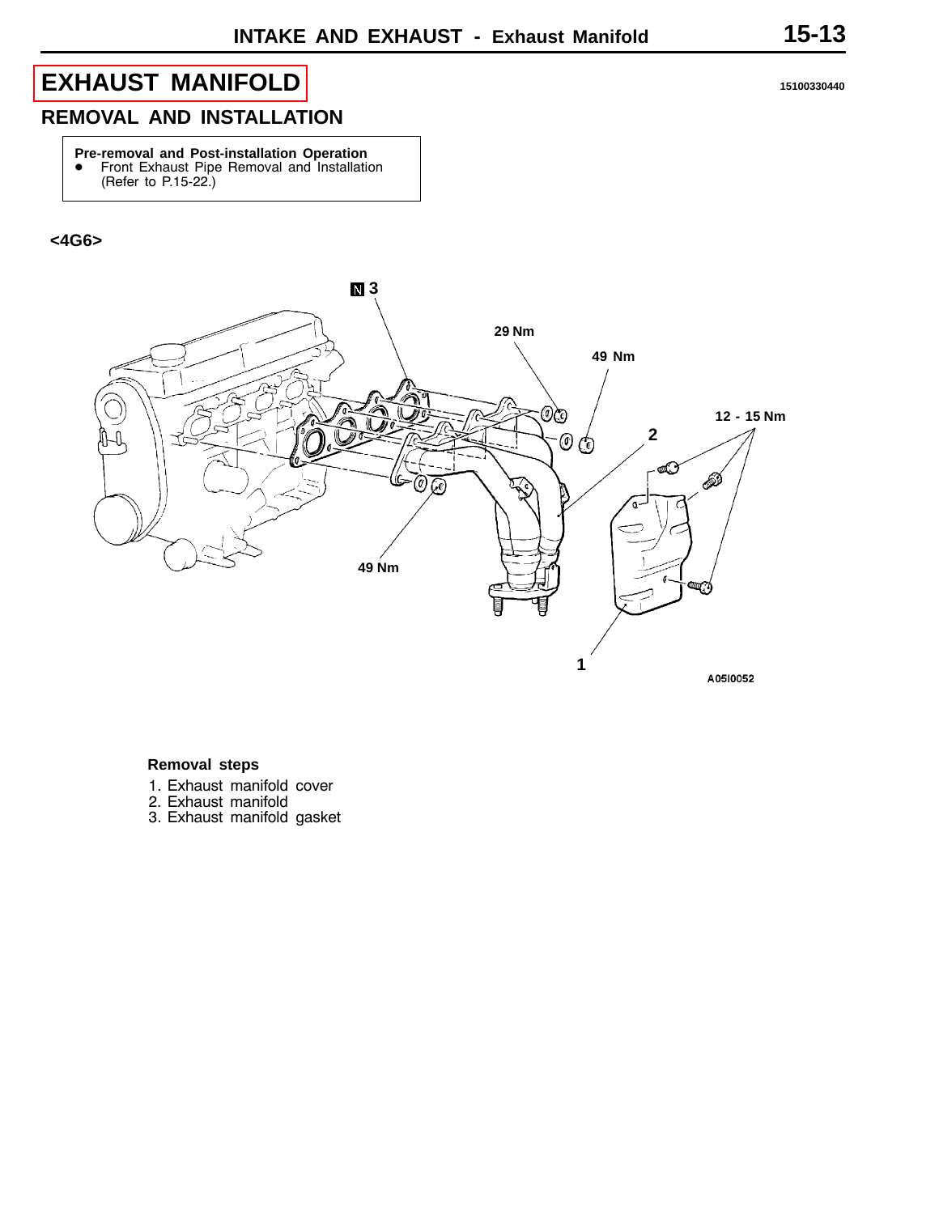# EXHAUST MANIFOLD

15100330440

## REMOVAL AND INSTALLATION

**Pre-removal and Post-installation Operation**
- Front Exhaust Pipe Removal and Installation (Refer to P.15-22.)

**<4G6>**

N 3

29 Nm

49 Nm

12 - 15 Nm

2

49 Nm

1

A05I0052

**Removal steps**

1. Exhaust manifold cover
2. Exhaust manifold
3. Exhaust manifold gasket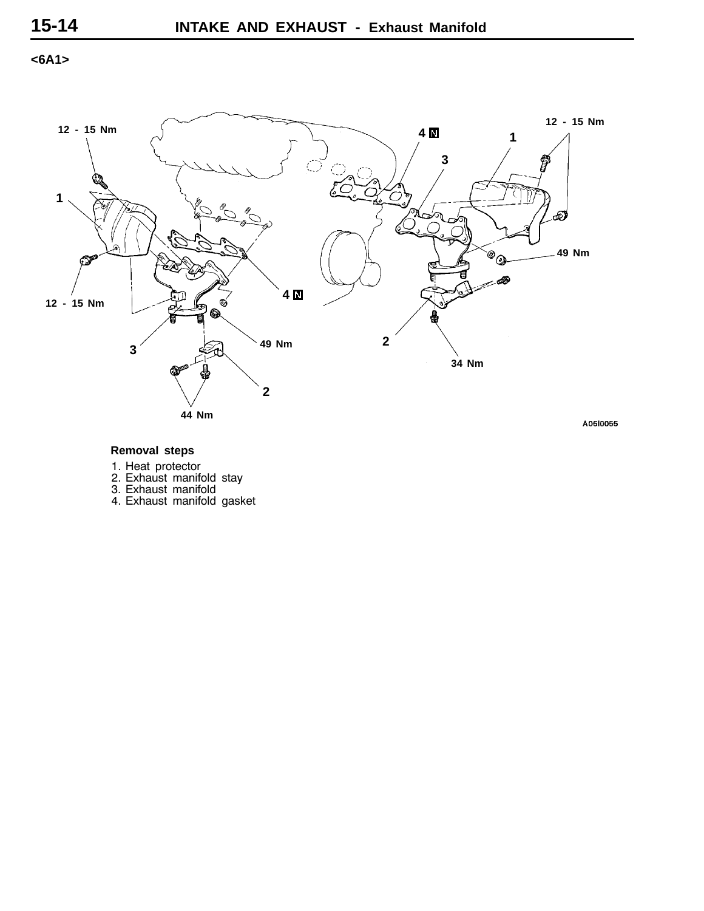**<6A1>**

12 - 15 Nm

12 - 15 Nm

4 N

1

3

1

49 Nm

4 N

12 - 15 Nm

2

3

49 Nm

34 Nm

2

44 Nm

A05I0055

**Removal steps**

1. Heat protector
2. Exhaust manifold stay
3. Exhaust manifold
4. Exhaust manifold gasket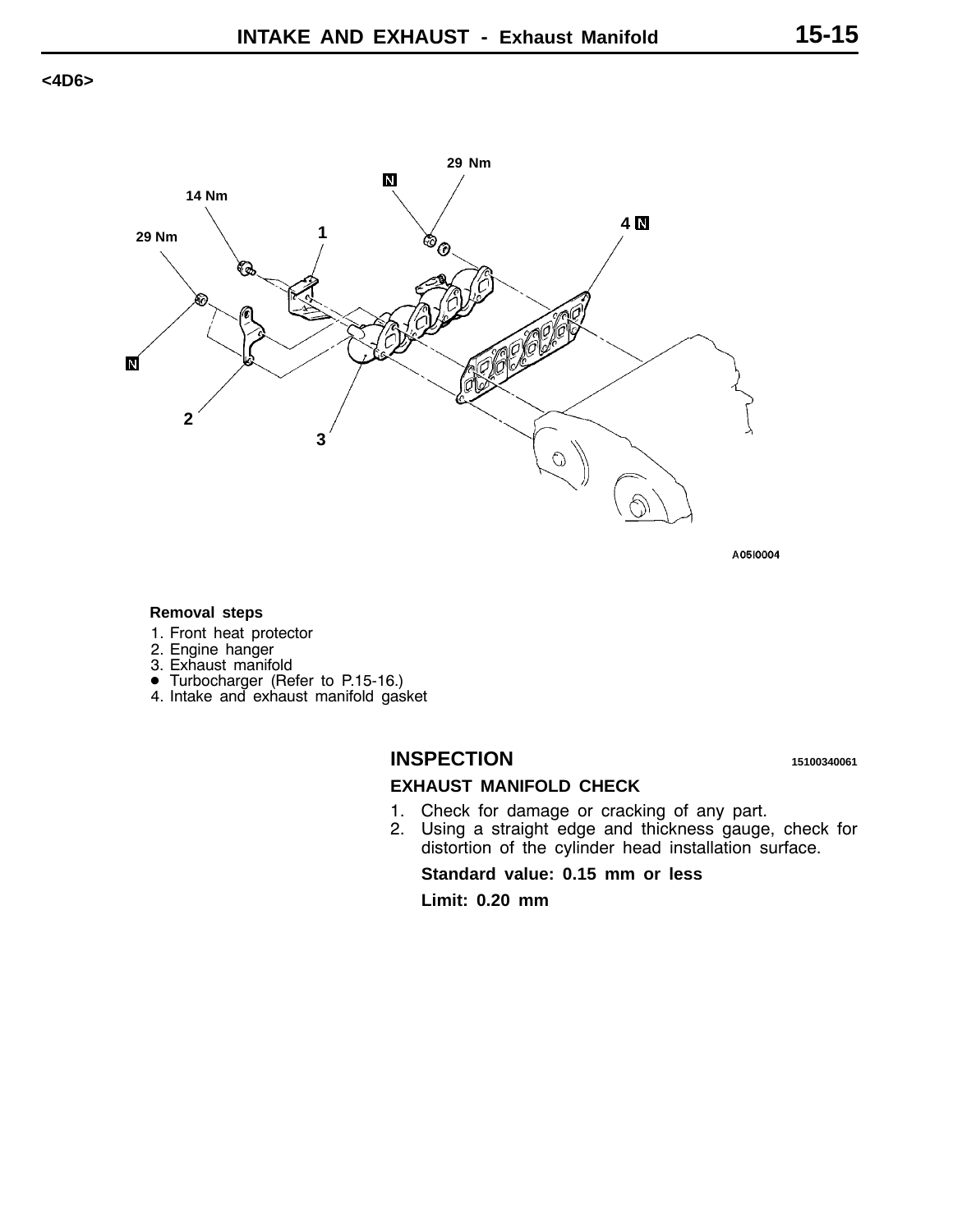**<4D6>**

29 Nm

14 Nm

29 Nm

A05I0004

**Removal steps**

1. Front heat protector
2. Engine hanger
3. Exhaust manifold
- Turbocharger (Refer to P.15-16.)
4. Intake and exhaust manifold gasket

## INSPECTION

15100340061

### EXHAUST MANIFOLD CHECK

1. Check for damage or cracking of any part.
2. Using a straight edge and thickness gauge, check for distortion of the cylinder head installation surface.

   **Standard value: 0.15 mm or less**

   **Limit: 0.20 mm**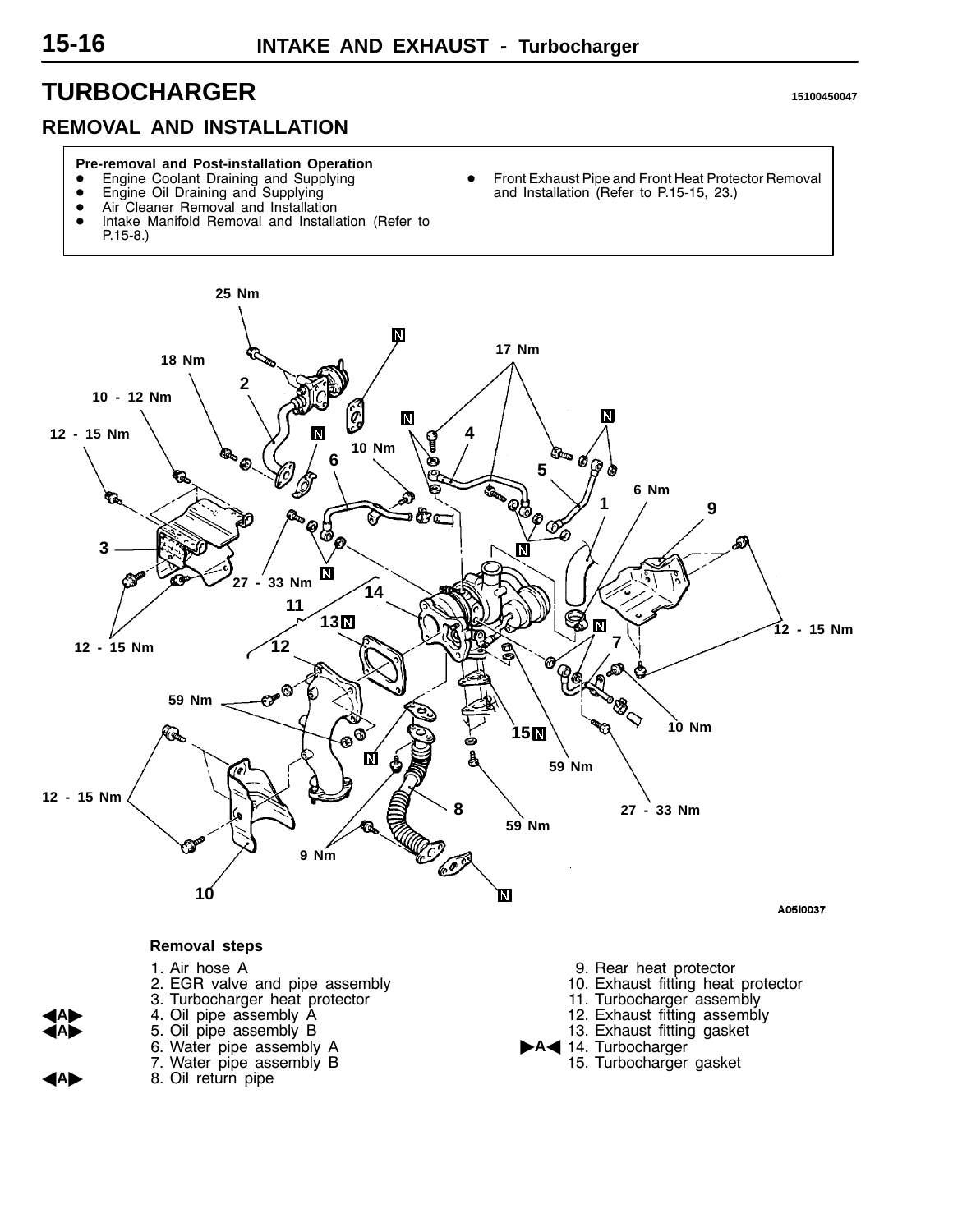# TURBOCHARGER

15100450047

## REMOVAL AND INSTALLATION

**Pre-removal and Post-installation Operation**

- Engine Coolant Draining and Supplying
- Engine Oil Draining and Supplying
- Air Cleaner Removal and Installation
- Intake Manifold Removal and Installation (Refer to P.15-8.)
- Front Exhaust Pipe and Front Heat Protector Removal and Installation (Refer to P.15-15, 23.)

A05I0037

### Removal steps

1. Air hose A
2. EGR valve and pipe assembly
3. Turbocharger heat protector
4. ◀A▶ Oil pipe assembly A
5. ◀A▶ Oil pipe assembly B
6. Water pipe assembly A
7. Water pipe assembly B
8. ◀A▶ Oil return pipe
9. Rear heat protector
10. Exhaust fitting heat protector
11. Turbocharger assembly
12. Exhaust fitting assembly
13. Exhaust fitting gasket
14. ▶A◀ Turbocharger
15. Turbocharger gasket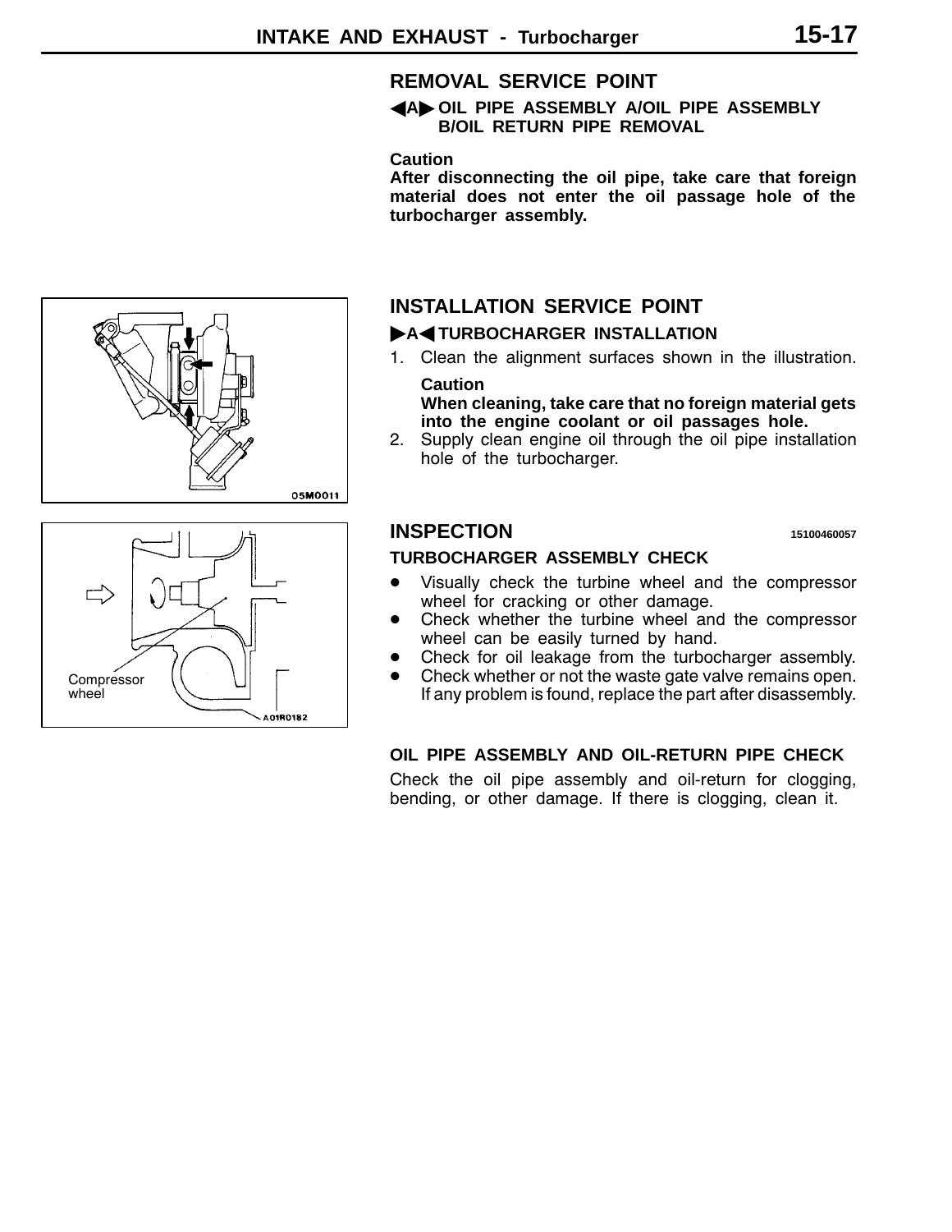## REMOVAL SERVICE POINT

**◀A▶ OIL PIPE ASSEMBLY A/OIL PIPE ASSEMBLY B/OIL RETURN PIPE REMOVAL**

**Caution**
**After disconnecting the oil pipe, take care that foreign material does not enter the oil passage hole of the turbocharger assembly.**

## INSTALLATION SERVICE POINT

**▶A◀ TURBOCHARGER INSTALLATION**

1. Clean the alignment surfaces shown in the illustration.

   **Caution**
   **When cleaning, take care that no foreign material gets into the engine coolant or oil passages hole.**

2. Supply clean engine oil through the oil pipe installation hole of the turbocharger.

05M0011

## INSPECTION

15100460057

**TURBOCHARGER ASSEMBLY CHECK**

- Visually check the turbine wheel and the compressor wheel for cracking or other damage.
- Check whether the turbine wheel and the compressor wheel can be easily turned by hand.
- Check for oil leakage from the turbocharger assembly.
- Check whether or not the waste gate valve remains open. If any problem is found, replace the part after disassembly.

Compressor wheel

A01R0182

**OIL PIPE ASSEMBLY AND OIL-RETURN PIPE CHECK**

Check the oil pipe assembly and oil-return for clogging, bending, or other damage. If there is clogging, clean it.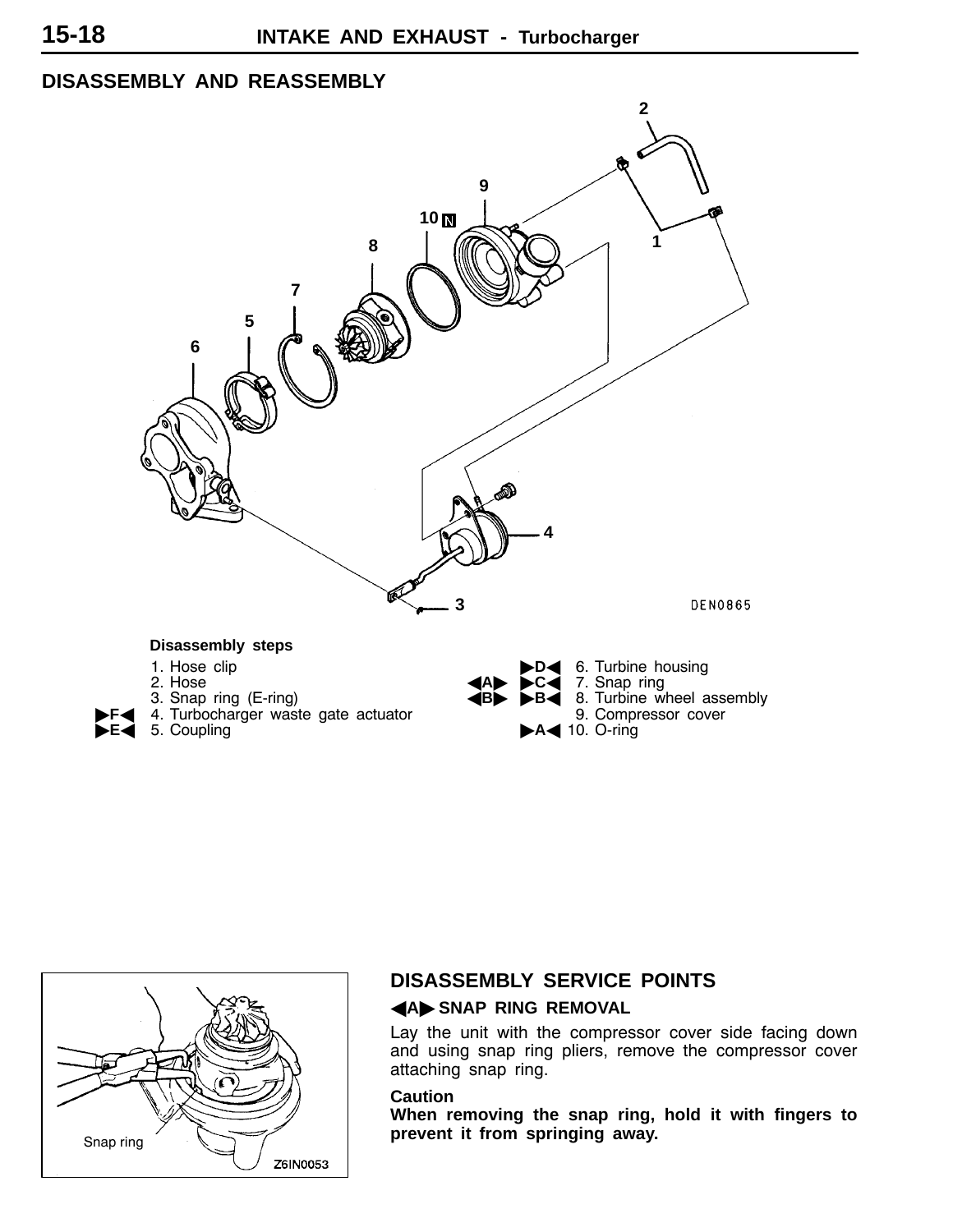## DISASSEMBLY AND REASSEMBLY

**Disassembly steps**

1. Hose clip
2. Hose
3. Snap ring (E-ring)
4. ►F◄ Turbocharger waste gate actuator
5. ►E◄ Coupling
6. ►D◄ Turbine housing
7. ◄A► ►C◄ Snap ring
8. ◄B► ►B◄ Turbine wheel assembly
9. Compressor cover
10. ►A◄ O-ring

## DISASSEMBLY SERVICE POINTS

### ◄A► SNAP RING REMOVAL

Lay the unit with the compressor cover side facing down and using snap ring pliers, remove the compressor cover attaching snap ring.

**Caution**

**When removing the snap ring, hold it with fingers to prevent it from springing away.**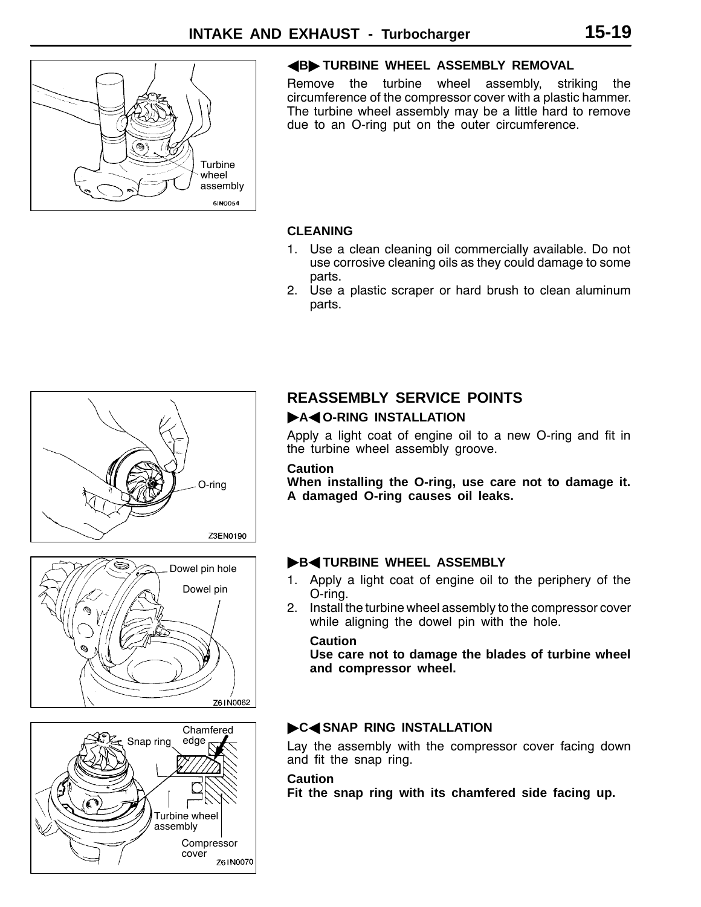### ◀B▶ TURBINE WHEEL ASSEMBLY REMOVAL

Remove the turbine wheel assembly, striking the circumference of the compressor cover with a plastic hammer. The turbine wheel assembly may be a little hard to remove due to an O-ring put on the outer circumference.

Turbine wheel assembly

6IN0054

### CLEANING

1. Use a clean cleaning oil commercially available. Do not use corrosive cleaning oils as they could damage to some parts.
2. Use a plastic scraper or hard brush to clean aluminum parts.

## REASSEMBLY SERVICE POINTS

### ▶A◀ O-RING INSTALLATION

Apply a light coat of engine oil to a new O-ring and fit in the turbine wheel assembly groove.

**Caution**

**When installing the O-ring, use care not to damage it. A damaged O-ring causes oil leaks.**

O-ring

Z3EN0190

### ▶B◀ TURBINE WHEEL ASSEMBLY

1. Apply a light coat of engine oil to the periphery of the O-ring.
2. Install the turbine wheel assembly to the compressor cover while aligning the dowel pin with the hole.

   **Caution**

   **Use care not to damage the blades of turbine wheel and compressor wheel.**

Dowel pin hole

Dowel pin

Z61N0062

### ▶C◀ SNAP RING INSTALLATION

Lay the assembly with the compressor cover facing down and fit the snap ring.

**Caution**

**Fit the snap ring with its chamfered side facing up.**

Snap ring

Chamfered edge

Turbine wheel assembly

Compressor cover

Z61N0070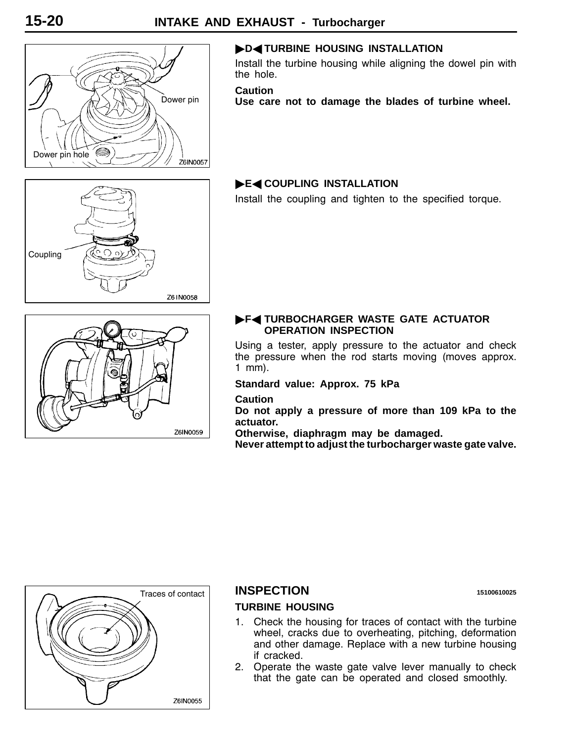### ▶D◀ TURBINE HOUSING INSTALLATION

Install the turbine housing while aligning the dowel pin with the hole.

**Caution**
**Use care not to damage the blades of turbine wheel.**

### ▶E◀ COUPLING INSTALLATION

Install the coupling and tighten to the specified torque.

### ▶F◀ TURBOCHARGER WASTE GATE ACTUATOR OPERATION INSPECTION

Using a tester, apply pressure to the actuator and check the pressure when the rod starts moving (moves approx. 1 mm).

**Standard value: Approx. 75 kPa**

**Caution**
**Do not apply a pressure of more than 109 kPa to the actuator.**
**Otherwise, diaphragm may be damaged.**
**Never attempt to adjust the turbocharger waste gate valve.**

## INSPECTION 15100610025

### TURBINE HOUSING

1. Check the housing for traces of contact with the turbine wheel, cracks due to overheating, pitching, deformation and other damage. Replace with a new turbine housing if cracked.
2. Operate the waste gate valve lever manually to check that the gate can be operated and closed smoothly.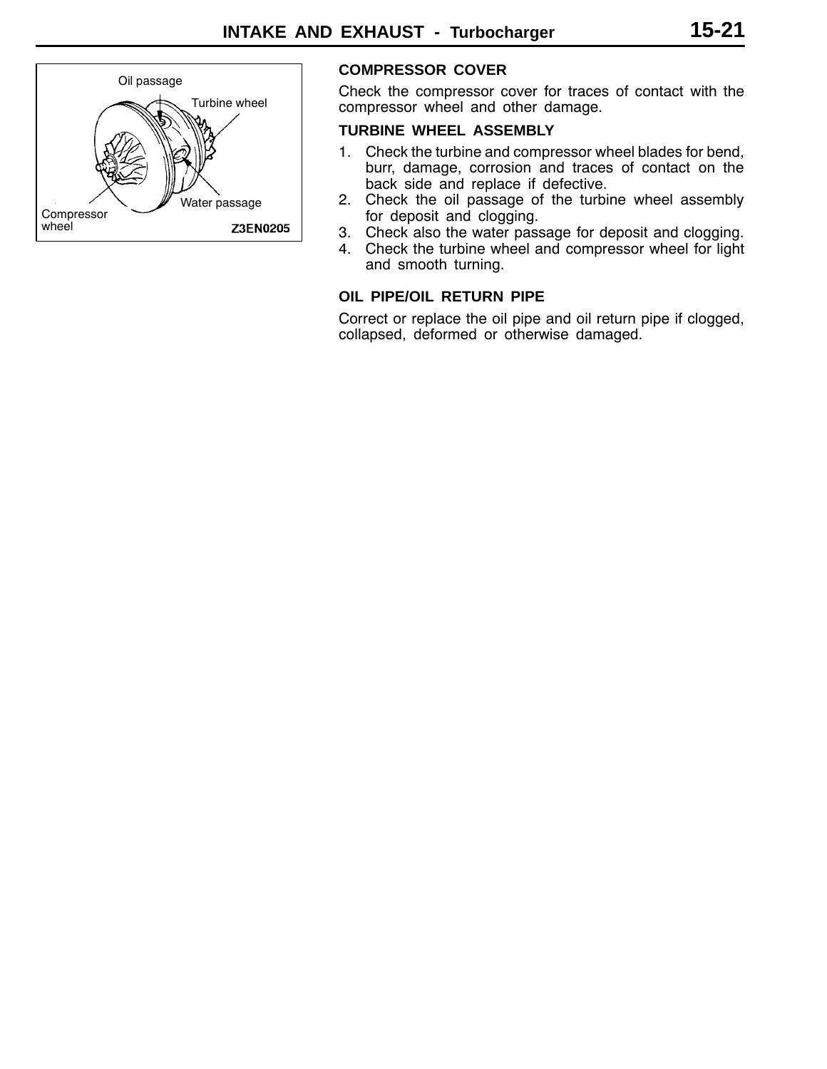### COMPRESSOR COVER

Check the compressor cover for traces of contact with the compressor wheel and other damage.

### TURBINE WHEEL ASSEMBLY

1. Check the turbine and compressor wheel blades for bend, burr, damage, corrosion and traces of contact on the back side and replace if defective.
2. Check the oil passage of the turbine wheel assembly for deposit and clogging.
3. Check also the water passage for deposit and clogging.
4. Check the turbine wheel and compressor wheel for light and smooth turning.

### OIL PIPE/OIL RETURN PIPE

Correct or replace the oil pipe and oil return pipe if clogged, collapsed, deformed or otherwise damaged.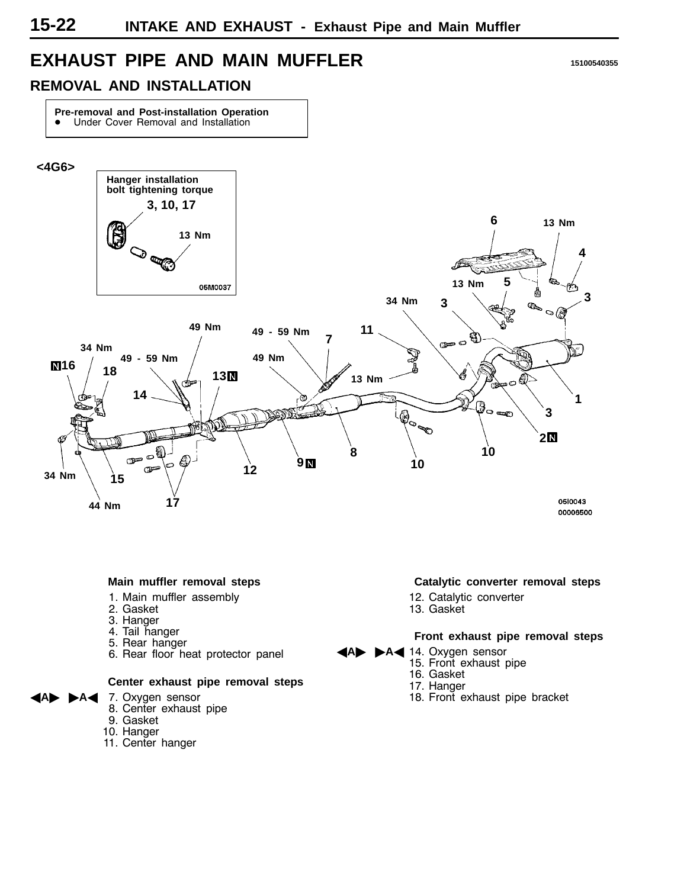# EXHAUST PIPE AND MAIN MUFFLER

15100540355

## REMOVAL AND INSTALLATION

**Pre-removal and Post-installation Operation**
- Under Cover Removal and Installation

<4G6>

**Main muffler removal steps**

1. Main muffler assembly
2. Gasket
3. Hanger
4. Tail hanger
5. Rear hanger
6. Rear floor heat protector panel

**Center exhaust pipe removal steps**

◀A▶ ▶A◀ 7. Oxygen sensor
8. Center exhaust pipe
9. Gasket
10. Hanger
11. Center hanger

**Catalytic converter removal steps**

12. Catalytic converter
13. Gasket

**Front exhaust pipe removal steps**

◀A▶ ▶A◀ 14. Oxygen sensor
15. Front exhaust pipe
16. Gasket
17. Hanger
18. Front exhaust pipe bracket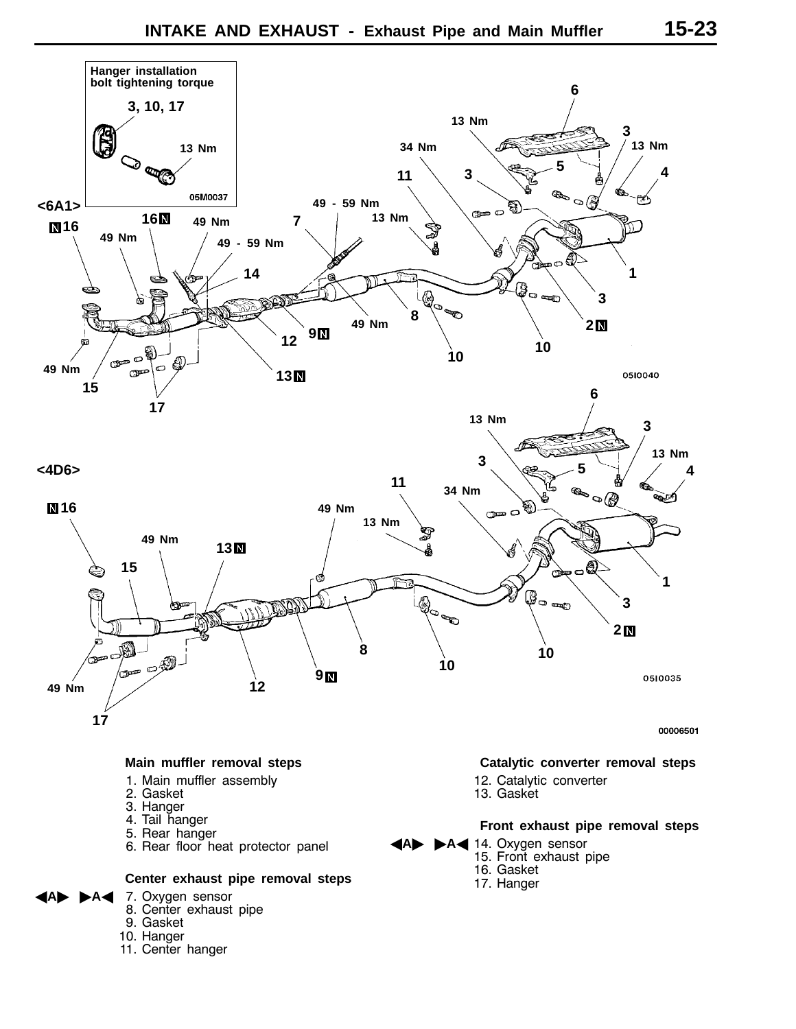# INTAKE AND EXHAUST - Exhaust Pipe and Main Muffler

Hanger installation bolt tightening torque

3, 10, 17

13 Nm

<6A1>

<4D6>

### Main muffler removal steps

1. Main muffler assembly
2. Gasket
3. Hanger
4. Tail hanger
5. Rear hanger
6. Rear floor heat protector panel

### Center exhaust pipe removal steps

◀A▶ ▶A◀ 7. Oxygen sensor
8. Center exhaust pipe
9. Gasket
10. Hanger
11. Center hanger

### Catalytic converter removal steps

12. Catalytic converter
13. Gasket

### Front exhaust pipe removal steps

◀A▶ ▶A◀ 14. Oxygen sensor
15. Front exhaust pipe
16. Gasket
17. Hanger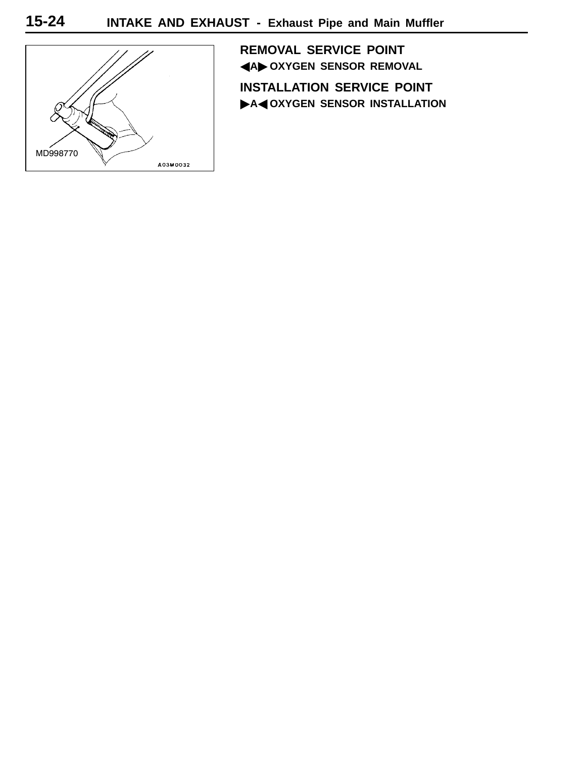MD998770

A03M0032

## REMOVAL SERVICE POINT

**◀A▶ OXYGEN SENSOR REMOVAL**

## INSTALLATION SERVICE POINT

**▶A◀ OXYGEN SENSOR INSTALLATION**